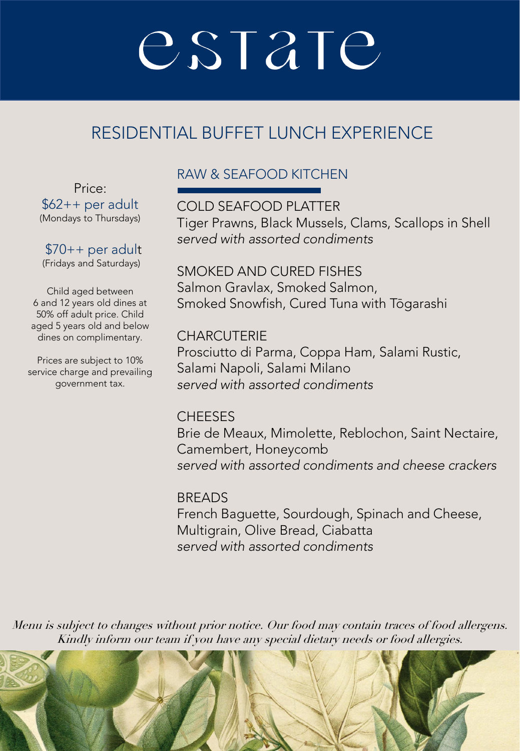# estate

## RESIDENTIAL BUFFET LUNCH EXPERIENCE

Price:
$62++ per adult
(Mondays to Thursdays)

$70++ per adult
(Fridays and Saturdays)

Child aged between 6 and 12 years old dines at 50% off adult price. Child aged 5 years old and below dines on complimentary.

Prices are subject to 10% service charge and prevailing government tax.

### RAW & SEAFOOD KITCHEN

COLD SEAFOOD PLATTER
Tiger Prawns, Black Mussels, Clams, Scallops in Shell
*served with assorted condiments*

SMOKED AND CURED FISHES
Salmon Gravlax, Smoked Salmon,
Smoked Snowfish, Cured Tuna with Tōgarashi

CHARCUTERIE
Prosciutto di Parma, Coppa Ham, Salami Rustic,
Salami Napoli, Salami Milano
*served with assorted condiments*

CHEESES
Brie de Meaux, Mimolette, Reblochon, Saint Nectaire,
Camembert, Honeycomb
*served with assorted condiments and cheese crackers*

BREADS
French Baguette, Sourdough, Spinach and Cheese,
Multigrain, Olive Bread, Ciabatta
*served with assorted condiments*

*Menu is subject to changes without prior notice. Our food may contain traces of food allergens. Kindly inform our team if you have any special dietary needs or food allergies.*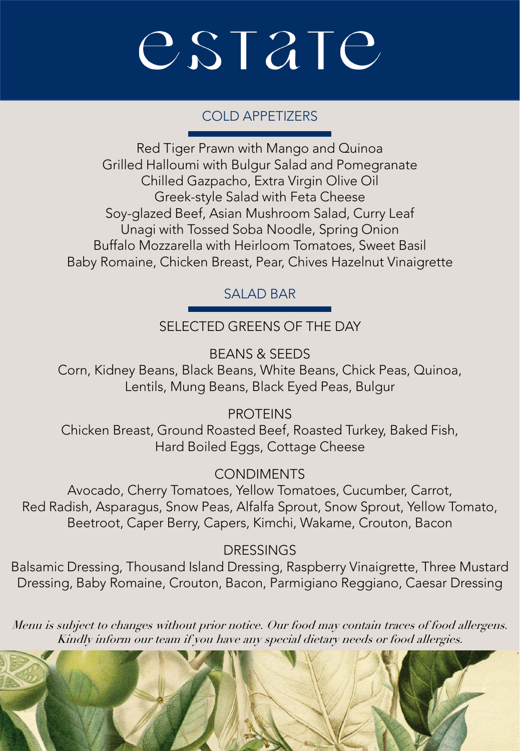# estate

## COLD APPETIZERS

Red Tiger Prawn with Mango and Quinoa
Grilled Halloumi with Bulgur Salad and Pomegranate
Chilled Gazpacho, Extra Virgin Olive Oil
Greek-style Salad with Feta Cheese
Soy-glazed Beef, Asian Mushroom Salad, Curry Leaf
Unagi with Tossed Soba Noodle, Spring Onion
Buffalo Mozzarella with Heirloom Tomatoes, Sweet Basil
Baby Romaine, Chicken Breast, Pear, Chives Hazelnut Vinaigrette

## SALAD BAR

### SELECTED GREENS OF THE DAY

### BEANS & SEEDS

Corn, Kidney Beans, Black Beans, White Beans, Chick Peas, Quinoa, Lentils, Mung Beans, Black Eyed Peas, Bulgur

### PROTEINS

Chicken Breast, Ground Roasted Beef, Roasted Turkey, Baked Fish, Hard Boiled Eggs, Cottage Cheese

### CONDIMENTS

Avocado, Cherry Tomatoes, Yellow Tomatoes, Cucumber, Carrot, Red Radish, Asparagus, Snow Peas, Alfalfa Sprout, Snow Sprout, Yellow Tomato, Beetroot, Caper Berry, Capers, Kimchi, Wakame, Crouton, Bacon

### DRESSINGS

Balsamic Dressing, Thousand Island Dressing, Raspberry Vinaigrette, Three Mustard Dressing, Baby Romaine, Crouton, Bacon, Parmigiano Reggiano, Caesar Dressing

*Menu is subject to changes without prior notice. Our food may contain traces of food allergens. Kindly inform our team if you have any special dietary needs or food allergies.*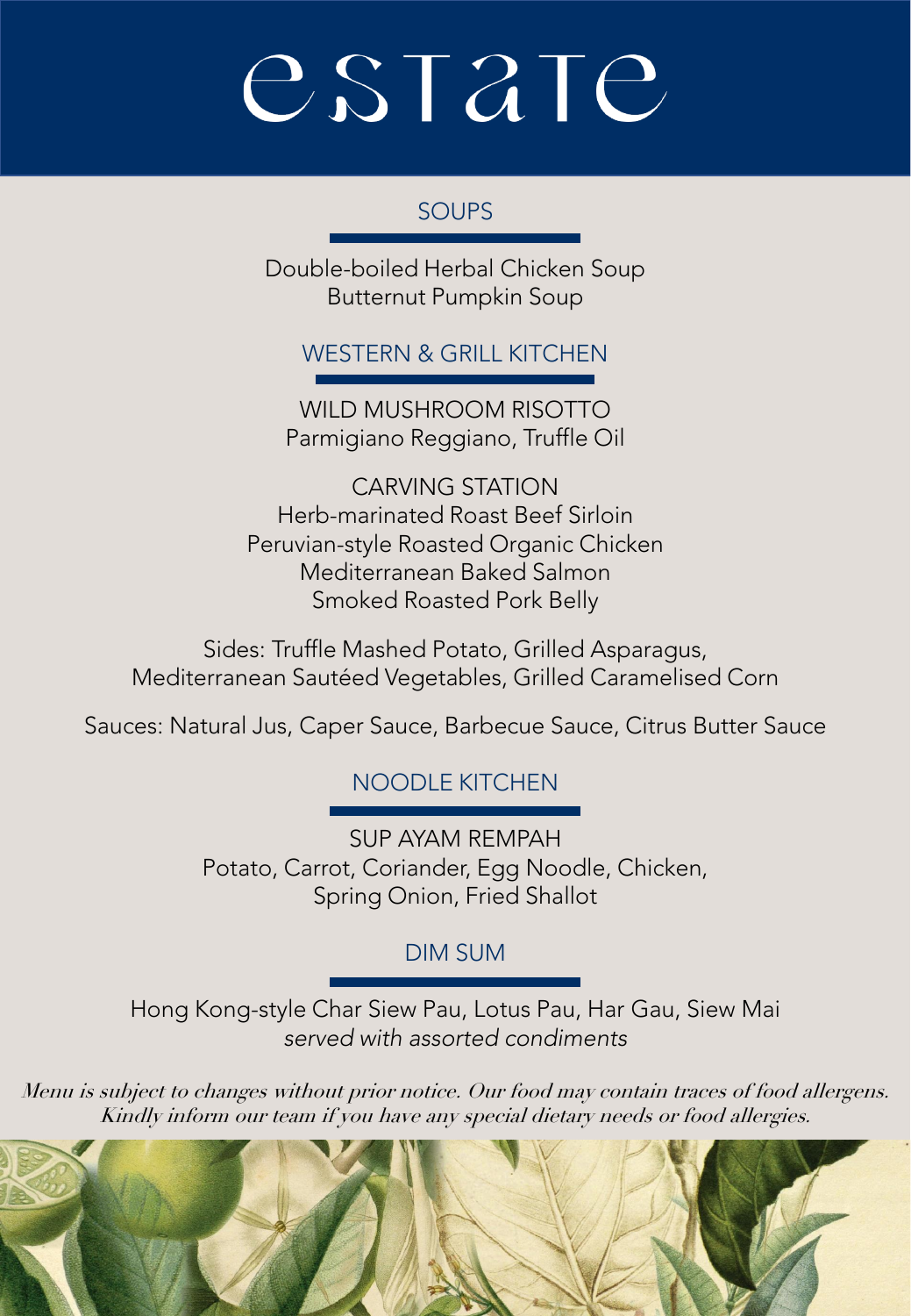# estate

## SOUPS

Double-boiled Herbal Chicken Soup
Butternut Pumpkin Soup

## WESTERN & GRILL KITCHEN

WILD MUSHROOM RISOTTO
Parmigiano Reggiano, Truffle Oil

CARVING STATION
Herb-marinated Roast Beef Sirloin
Peruvian-style Roasted Organic Chicken
Mediterranean Baked Salmon
Smoked Roasted Pork Belly

Sides: Truffle Mashed Potato, Grilled Asparagus,
Mediterranean Sautéed Vegetables, Grilled Caramelised Corn

Sauces: Natural Jus, Caper Sauce, Barbecue Sauce, Citrus Butter Sauce

## NOODLE KITCHEN

SUP AYAM REMPAH
Potato, Carrot, Coriander, Egg Noodle, Chicken,
Spring Onion, Fried Shallot

## DIM SUM

Hong Kong-style Char Siew Pau, Lotus Pau, Har Gau, Siew Mai
*served with assorted condiments*

*Menu is subject to changes without prior notice. Our food may contain traces of food allergens. Kindly inform our team if you have any special dietary needs or food allergies.*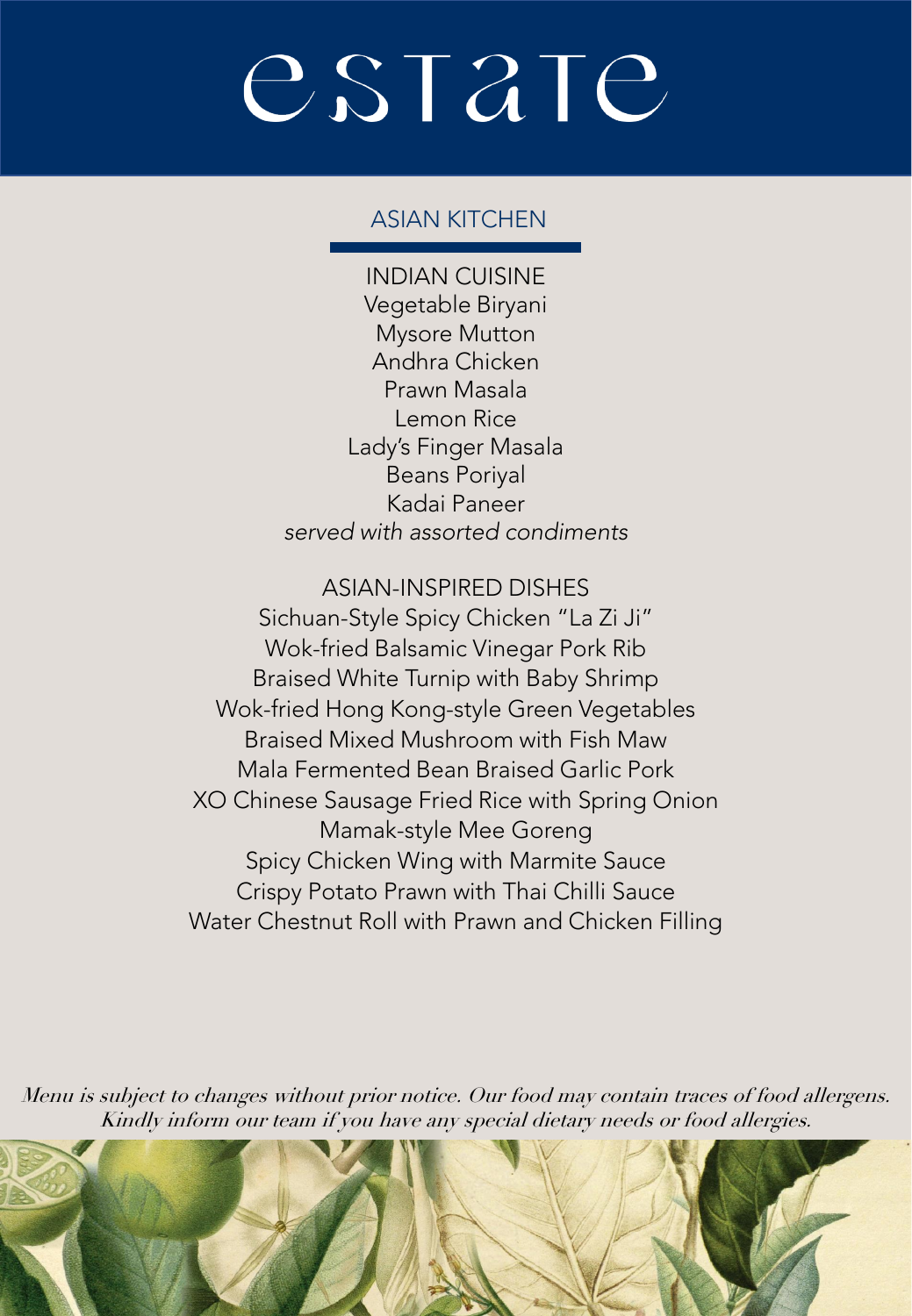# estate

## ASIAN KITCHEN

### INDIAN CUISINE

Vegetable Biryani
Mysore Mutton
Andhra Chicken
Prawn Masala
Lemon Rice
Lady's Finger Masala
Beans Poriyal
Kadai Paneer
*served with assorted condiments*

### ASIAN-INSPIRED DISHES

Sichuan-Style Spicy Chicken "La Zi Ji"
Wok-fried Balsamic Vinegar Pork Rib
Braised White Turnip with Baby Shrimp
Wok-fried Hong Kong-style Green Vegetables
Braised Mixed Mushroom with Fish Maw
Mala Fermented Bean Braised Garlic Pork
XO Chinese Sausage Fried Rice with Spring Onion
Mamak-style Mee Goreng
Spicy Chicken Wing with Marmite Sauce
Crispy Potato Prawn with Thai Chilli Sauce
Water Chestnut Roll with Prawn and Chicken Filling

*Menu is subject to changes without prior notice. Our food may contain traces of food allergens. Kindly inform our team if you have any special dietary needs or food allergies.*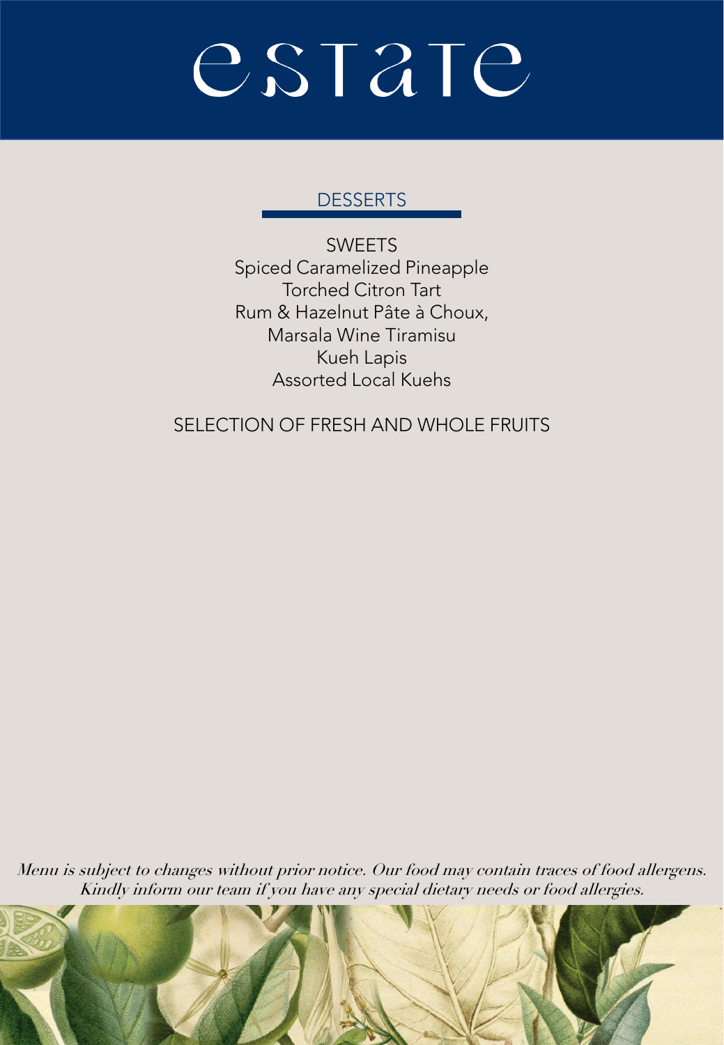# estate

## DESSERTS

### SWEETS

Spiced Caramelized Pineapple
Torched Citron Tart
Rum & Hazelnut Pâte à Choux,
Marsala Wine Tiramisu
Kueh Lapis
Assorted Local Kuehs

### SELECTION OF FRESH AND WHOLE FRUITS

*Menu is subject to changes without prior notice. Our food may contain traces of food allergens. Kindly inform our team if you have any special dietary needs or food allergies.*